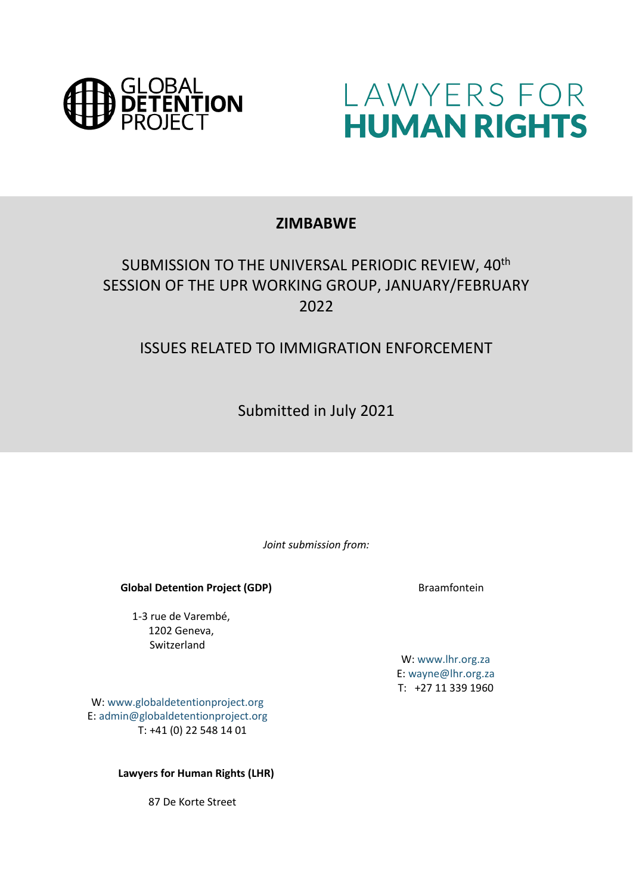GLOBAL DETENTION PROJECT

LAWYERS FOR HUMAN RIGHTS

**ZIMBABWE**

SUBMISSION TO THE UNIVERSAL PERIODIC REVIEW, 40th SESSION OF THE UPR WORKING GROUP, JANUARY/FEBRUARY 2022

ISSUES RELATED TO IMMIGRATION ENFORCEMENT

Submitted in July 2021

*Joint submission from:*

**Global Detention Project (GDP)**

1-3 rue de Varembé,
1202 Geneva,
Switzerland

W: www.globaldetentionproject.org
E: admin@globaldetentionproject.org
T: +41 (0) 22 548 14 01

**Lawyers for Human Rights (LHR)**

87 De Korte Street
Braamfontein

W: www.lhr.org.za
E: wayne@lhr.org.za
T: +27 11 339 1960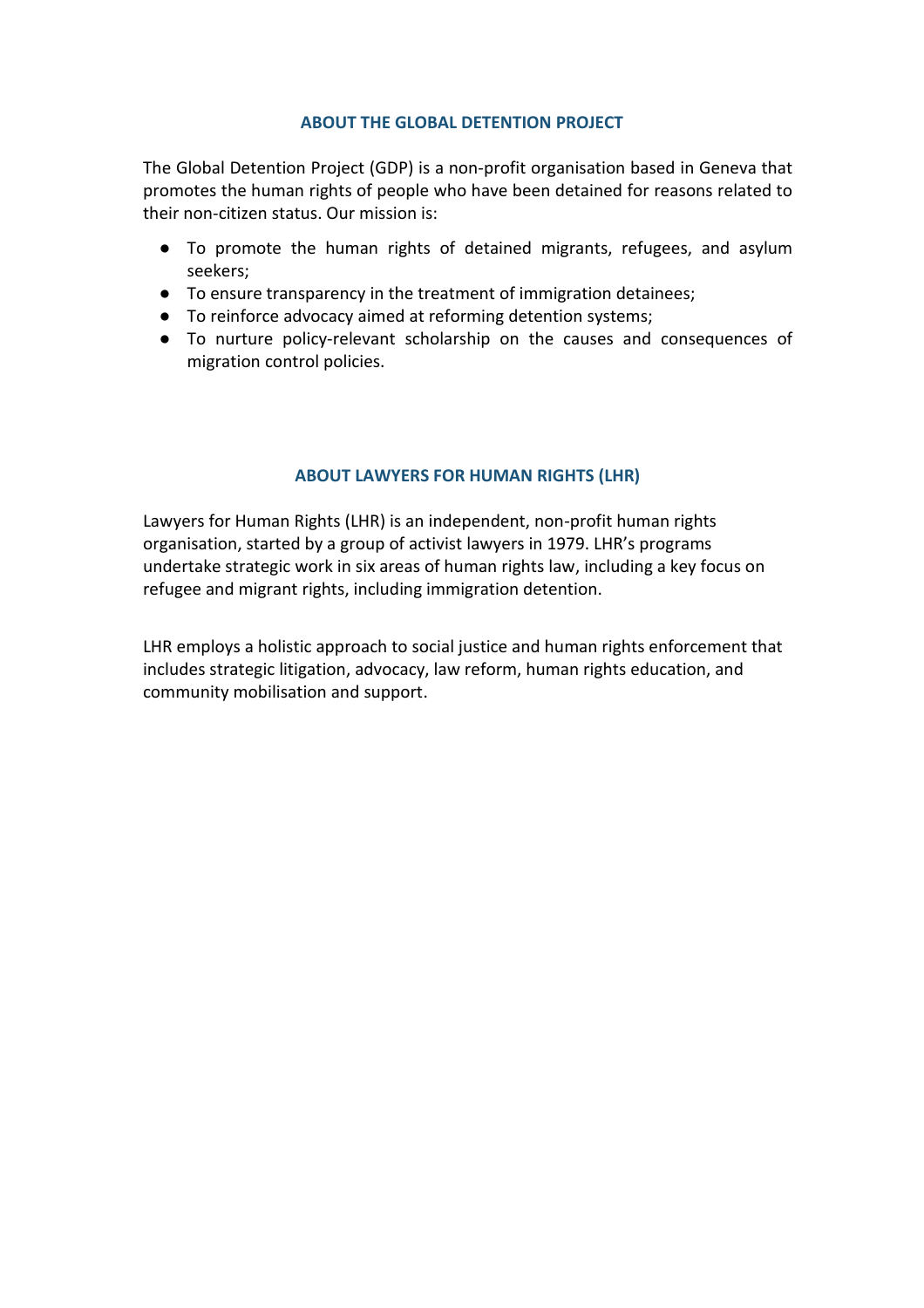## ABOUT THE GLOBAL DETENTION PROJECT

The Global Detention Project (GDP) is a non-profit organisation based in Geneva that promotes the human rights of people who have been detained for reasons related to their non-citizen status. Our mission is:

- To promote the human rights of detained migrants, refugees, and asylum seekers;
- To ensure transparency in the treatment of immigration detainees;
- To reinforce advocacy aimed at reforming detention systems;
- To nurture policy-relevant scholarship on the causes and consequences of migration control policies.

## ABOUT LAWYERS FOR HUMAN RIGHTS (LHR)

Lawyers for Human Rights (LHR) is an independent, non-profit human rights organisation, started by a group of activist lawyers in 1979. LHR's programs undertake strategic work in six areas of human rights law, including a key focus on refugee and migrant rights, including immigration detention.

LHR employs a holistic approach to social justice and human rights enforcement that includes strategic litigation, advocacy, law reform, human rights education, and community mobilisation and support.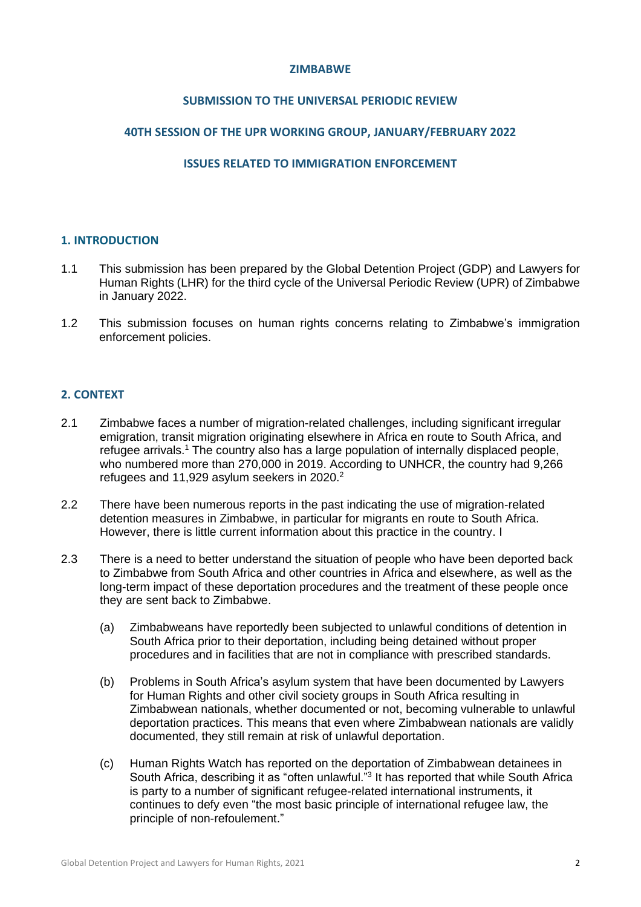**ZIMBABWE**

**SUBMISSION TO THE UNIVERSAL PERIODIC REVIEW**

**40TH SESSION OF THE UPR WORKING GROUP, JANUARY/FEBRUARY 2022**

**ISSUES RELATED TO IMMIGRATION ENFORCEMENT**

## 1. INTRODUCTION

1.1 This submission has been prepared by the Global Detention Project (GDP) and Lawyers for Human Rights (LHR) for the third cycle of the Universal Periodic Review (UPR) of Zimbabwe in January 2022.

1.2 This submission focuses on human rights concerns relating to Zimbabwe's immigration enforcement policies.

## 2. CONTEXT

2.1 Zimbabwe faces a number of migration-related challenges, including significant irregular emigration, transit migration originating elsewhere in Africa en route to South Africa, and refugee arrivals.[1] The country also has a large population of internally displaced people, who numbered more than 270,000 in 2019. According to UNHCR, the country had 9,266 refugees and 11,929 asylum seekers in 2020.[2]

2.2 There have been numerous reports in the past indicating the use of migration-related detention measures in Zimbabwe, in particular for migrants en route to South Africa. However, there is little current information about this practice in the country. I

2.3 There is a need to better understand the situation of people who have been deported back to Zimbabwe from South Africa and other countries in Africa and elsewhere, as well as the long-term impact of these deportation procedures and the treatment of these people once they are sent back to Zimbabwe.

(a) Zimbabweans have reportedly been subjected to unlawful conditions of detention in South Africa prior to their deportation, including being detained without proper procedures and in facilities that are not in compliance with prescribed standards.

(b) Problems in South Africa's asylum system that have been documented by Lawyers for Human Rights and other civil society groups in South Africa resulting in Zimbabwean nationals, whether documented or not, becoming vulnerable to unlawful deportation practices. This means that even where Zimbabwean nationals are validly documented, they still remain at risk of unlawful deportation.

(c) Human Rights Watch has reported on the deportation of Zimbabwean detainees in South Africa, describing it as "often unlawful."[3] It has reported that while South Africa is party to a number of significant refugee-related international instruments, it continues to defy even "the most basic principle of international refugee law, the principle of non-refoulement."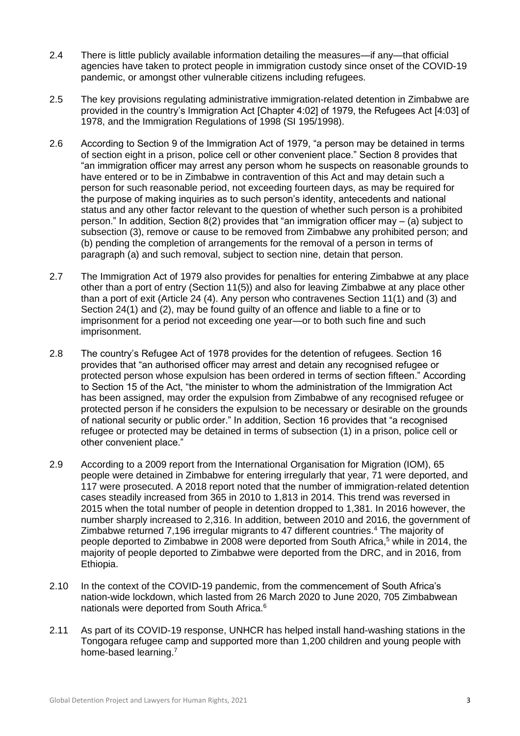2.4 There is little publicly available information detailing the measures—if any—that official agencies have taken to protect people in immigration custody since onset of the COVID-19 pandemic, or amongst other vulnerable citizens including refugees.

2.5 The key provisions regulating administrative immigration-related detention in Zimbabwe are provided in the country's Immigration Act [Chapter 4:02] of 1979, the Refugees Act [4:03] of 1978, and the Immigration Regulations of 1998 (SI 195/1998).

2.6 According to Section 9 of the Immigration Act of 1979, "a person may be detained in terms of section eight in a prison, police cell or other convenient place." Section 8 provides that "an immigration officer may arrest any person whom he suspects on reasonable grounds to have entered or to be in Zimbabwe in contravention of this Act and may detain such a person for such reasonable period, not exceeding fourteen days, as may be required for the purpose of making inquiries as to such person's identity, antecedents and national status and any other factor relevant to the question of whether such person is a prohibited person." In addition, Section 8(2) provides that "an immigration officer may – (a) subject to subsection (3), remove or cause to be removed from Zimbabwe any prohibited person; and (b) pending the completion of arrangements for the removal of a person in terms of paragraph (a) and such removal, subject to section nine, detain that person.

2.7 The Immigration Act of 1979 also provides for penalties for entering Zimbabwe at any place other than a port of entry (Section 11(5)) and also for leaving Zimbabwe at any place other than a port of exit (Article 24 (4). Any person who contravenes Section 11(1) and (3) and Section 24(1) and (2), may be found guilty of an offence and liable to a fine or to imprisonment for a period not exceeding one year—or to both such fine and such imprisonment.

2.8 The country's Refugee Act of 1978 provides for the detention of refugees. Section 16 provides that "an authorised officer may arrest and detain any recognised refugee or protected person whose expulsion has been ordered in terms of section fifteen." According to Section 15 of the Act, "the minister to whom the administration of the Immigration Act has been assigned, may order the expulsion from Zimbabwe of any recognised refugee or protected person if he considers the expulsion to be necessary or desirable on the grounds of national security or public order." In addition, Section 16 provides that "a recognised refugee or protected may be detained in terms of subsection (1) in a prison, police cell or other convenient place."

2.9 According to a 2009 report from the International Organisation for Migration (IOM), 65 people were detained in Zimbabwe for entering irregularly that year, 71 were deported, and 117 were prosecuted. A 2018 report noted that the number of immigration-related detention cases steadily increased from 365 in 2010 to 1,813 in 2014. This trend was reversed in 2015 when the total number of people in detention dropped to 1,381. In 2016 however, the number sharply increased to 2,316. In addition, between 2010 and 2016, the government of Zimbabwe returned 7,196 irregular migrants to 47 different countries.[4] The majority of people deported to Zimbabwe in 2008 were deported from South Africa,[5] while in 2014, the majority of people deported to Zimbabwe were deported from the DRC, and in 2016, from Ethiopia.

2.10 In the context of the COVID-19 pandemic, from the commencement of South Africa's nation-wide lockdown, which lasted from 26 March 2020 to June 2020, 705 Zimbabwean nationals were deported from South Africa.[6]

2.11 As part of its COVID-19 response, UNHCR has helped install hand-washing stations in the Tongogara refugee camp and supported more than 1,200 children and young people with home-based learning.[7]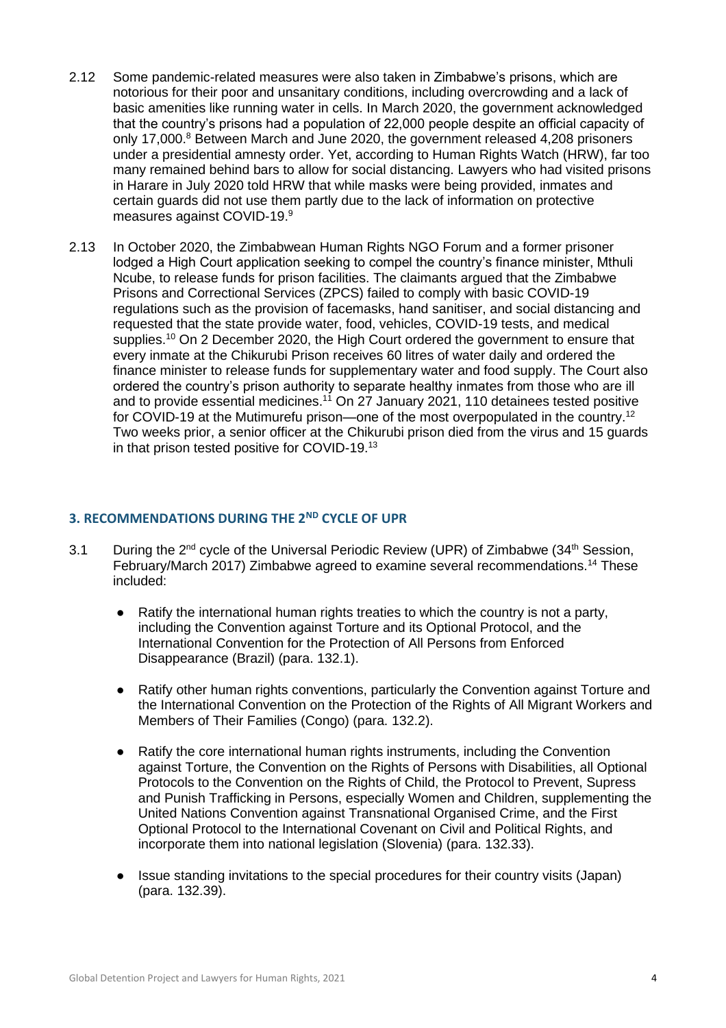2.12 Some pandemic-related measures were also taken in Zimbabwe's prisons, which are notorious for their poor and unsanitary conditions, including overcrowding and a lack of basic amenities like running water in cells. In March 2020, the government acknowledged that the country's prisons had a population of 22,000 people despite an official capacity of only 17,000.[8] Between March and June 2020, the government released 4,208 prisoners under a presidential amnesty order. Yet, according to Human Rights Watch (HRW), far too many remained behind bars to allow for social distancing. Lawyers who had visited prisons in Harare in July 2020 told HRW that while masks were being provided, inmates and certain guards did not use them partly due to the lack of information on protective measures against COVID-19.[9]

2.13 In October 2020, the Zimbabwean Human Rights NGO Forum and a former prisoner lodged a High Court application seeking to compel the country's finance minister, Mthuli Ncube, to release funds for prison facilities. The claimants argued that the Zimbabwe Prisons and Correctional Services (ZPCS) failed to comply with basic COVID-19 regulations such as the provision of facemasks, hand sanitiser, and social distancing and requested that the state provide water, food, vehicles, COVID-19 tests, and medical supplies.[10] On 2 December 2020, the High Court ordered the government to ensure that every inmate at the Chikurubi Prison receives 60 litres of water daily and ordered the finance minister to release funds for supplementary water and food supply. The Court also ordered the country's prison authority to separate healthy inmates from those who are ill and to provide essential medicines.[11] On 27 January 2021, 110 detainees tested positive for COVID-19 at the Mutimurefu prison—one of the most overpopulated in the country.[12] Two weeks prior, a senior officer at the Chikurubi prison died from the virus and 15 guards in that prison tested positive for COVID-19.[13]

## 3. RECOMMENDATIONS DURING THE 2ND CYCLE OF UPR

3.1 During the 2nd cycle of the Universal Periodic Review (UPR) of Zimbabwe (34th Session, February/March 2017) Zimbabwe agreed to examine several recommendations.[14] These included:

- Ratify the international human rights treaties to which the country is not a party, including the Convention against Torture and its Optional Protocol, and the International Convention for the Protection of All Persons from Enforced Disappearance (Brazil) (para. 132.1).
- Ratify other human rights conventions, particularly the Convention against Torture and the International Convention on the Protection of the Rights of All Migrant Workers and Members of Their Families (Congo) (para. 132.2).
- Ratify the core international human rights instruments, including the Convention against Torture, the Convention on the Rights of Persons with Disabilities, all Optional Protocols to the Convention on the Rights of Child, the Protocol to Prevent, Supress and Punish Trafficking in Persons, especially Women and Children, supplementing the United Nations Convention against Transnational Organised Crime, and the First Optional Protocol to the International Covenant on Civil and Political Rights, and incorporate them into national legislation (Slovenia) (para. 132.33).
- Issue standing invitations to the special procedures for their country visits (Japan) (para. 132.39).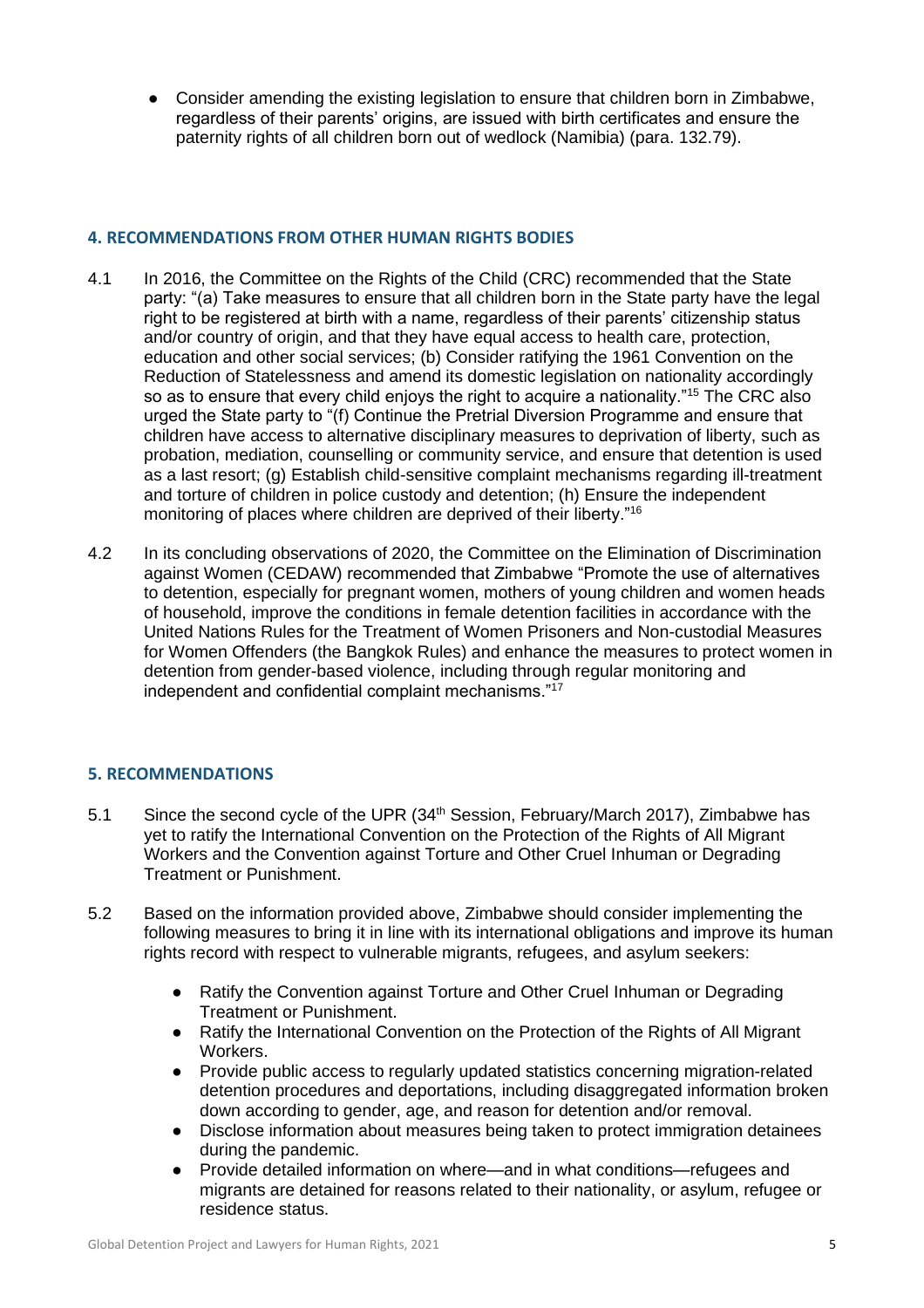- Consider amending the existing legislation to ensure that children born in Zimbabwe, regardless of their parents' origins, are issued with birth certificates and ensure the paternity rights of all children born out of wedlock (Namibia) (para. 132.79).

## 4. RECOMMENDATIONS FROM OTHER HUMAN RIGHTS BODIES

4.1 In 2016, the Committee on the Rights of the Child (CRC) recommended that the State party: "(a) Take measures to ensure that all children born in the State party have the legal right to be registered at birth with a name, regardless of their parents' citizenship status and/or country of origin, and that they have equal access to health care, protection, education and other social services; (b) Consider ratifying the 1961 Convention on the Reduction of Statelessness and amend its domestic legislation on nationality accordingly so as to ensure that every child enjoys the right to acquire a nationality."[15] The CRC also urged the State party to "(f) Continue the Pretrial Diversion Programme and ensure that children have access to alternative disciplinary measures to deprivation of liberty, such as probation, mediation, counselling or community service, and ensure that detention is used as a last resort; (g) Establish child-sensitive complaint mechanisms regarding ill-treatment and torture of children in police custody and detention; (h) Ensure the independent monitoring of places where children are deprived of their liberty."[16]

4.2 In its concluding observations of 2020, the Committee on the Elimination of Discrimination against Women (CEDAW) recommended that Zimbabwe "Promote the use of alternatives to detention, especially for pregnant women, mothers of young children and women heads of household, improve the conditions in female detention facilities in accordance with the United Nations Rules for the Treatment of Women Prisoners and Non-custodial Measures for Women Offenders (the Bangkok Rules) and enhance the measures to protect women in detention from gender-based violence, including through regular monitoring and independent and confidential complaint mechanisms."[17]

## 5. RECOMMENDATIONS

5.1 Since the second cycle of the UPR (34th Session, February/March 2017), Zimbabwe has yet to ratify the International Convention on the Protection of the Rights of All Migrant Workers and the Convention against Torture and Other Cruel Inhuman or Degrading Treatment or Punishment.

5.2 Based on the information provided above, Zimbabwe should consider implementing the following measures to bring it in line with its international obligations and improve its human rights record with respect to vulnerable migrants, refugees, and asylum seekers:

- Ratify the Convention against Torture and Other Cruel Inhuman or Degrading Treatment or Punishment.
- Ratify the International Convention on the Protection of the Rights of All Migrant Workers.
- Provide public access to regularly updated statistics concerning migration-related detention procedures and deportations, including disaggregated information broken down according to gender, age, and reason for detention and/or removal.
- Disclose information about measures being taken to protect immigration detainees during the pandemic.
- Provide detailed information on where—and in what conditions—refugees and migrants are detained for reasons related to their nationality, or asylum, refugee or residence status.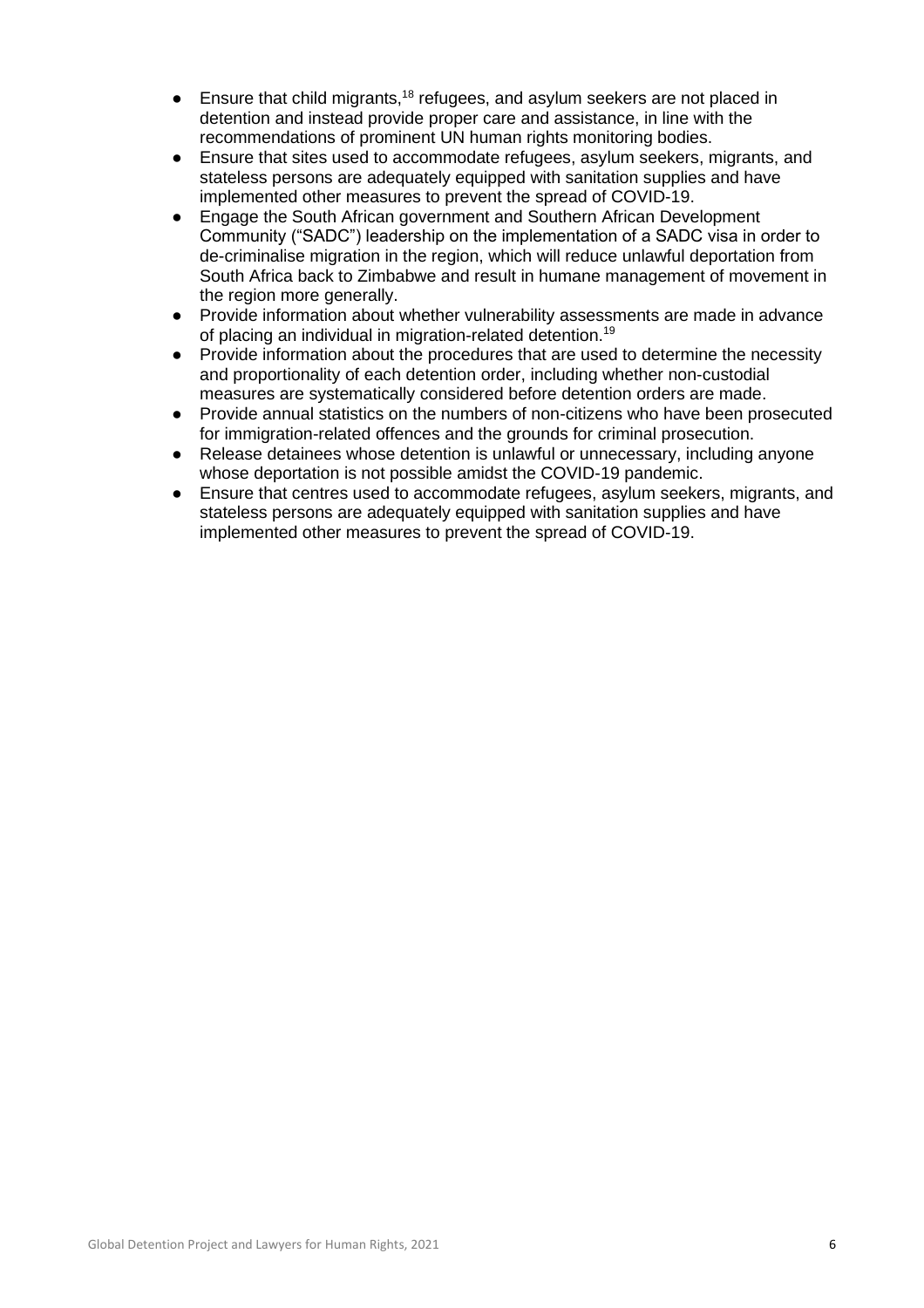- Ensure that child migrants,[18] refugees, and asylum seekers are not placed in detention and instead provide proper care and assistance, in line with the recommendations of prominent UN human rights monitoring bodies.
- Ensure that sites used to accommodate refugees, asylum seekers, migrants, and stateless persons are adequately equipped with sanitation supplies and have implemented other measures to prevent the spread of COVID-19.
- Engage the South African government and Southern African Development Community ("SADC") leadership on the implementation of a SADC visa in order to de-criminalise migration in the region, which will reduce unlawful deportation from South Africa back to Zimbabwe and result in humane management of movement in the region more generally.
- Provide information about whether vulnerability assessments are made in advance of placing an individual in migration-related detention.[19]
- Provide information about the procedures that are used to determine the necessity and proportionality of each detention order, including whether non-custodial measures are systematically considered before detention orders are made.
- Provide annual statistics on the numbers of non-citizens who have been prosecuted for immigration-related offences and the grounds for criminal prosecution.
- Release detainees whose detention is unlawful or unnecessary, including anyone whose deportation is not possible amidst the COVID-19 pandemic.
- Ensure that centres used to accommodate refugees, asylum seekers, migrants, and stateless persons are adequately equipped with sanitation supplies and have implemented other measures to prevent the spread of COVID-19.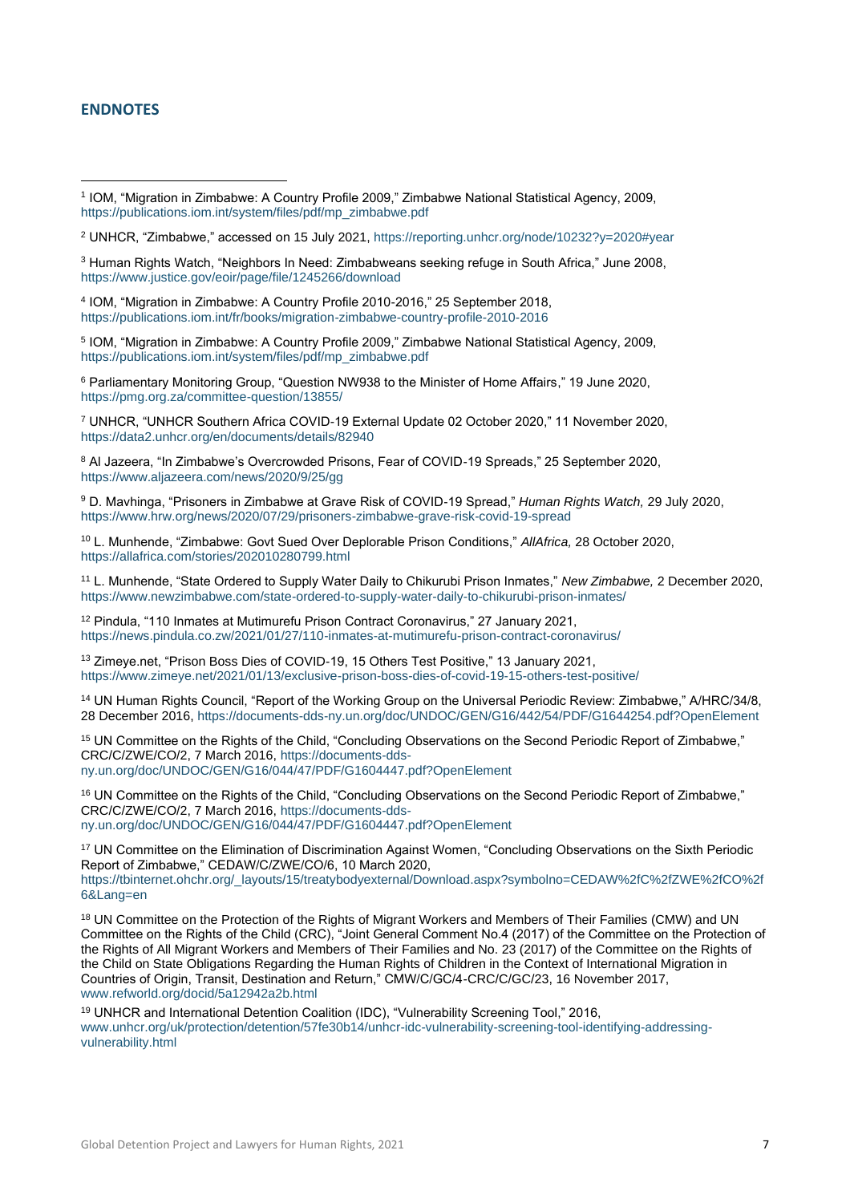## ENDNOTES

[1] IOM, "Migration in Zimbabwe: A Country Profile 2009," Zimbabwe National Statistical Agency, 2009, https://publications.iom.int/system/files/pdf/mp_zimbabwe.pdf

[2] UNHCR, "Zimbabwe," accessed on 15 July 2021, https://reporting.unhcr.org/node/10232?y=2020#year

[3] Human Rights Watch, "Neighbors In Need: Zimbabweans seeking refuge in South Africa," June 2008, https://www.justice.gov/eoir/page/file/1245266/download

[4] IOM, "Migration in Zimbabwe: A Country Profile 2010-2016," 25 September 2018, https://publications.iom.int/fr/books/migration-zimbabwe-country-profile-2010-2016

[5] IOM, "Migration in Zimbabwe: A Country Profile 2009," Zimbabwe National Statistical Agency, 2009, https://publications.iom.int/system/files/pdf/mp_zimbabwe.pdf

[6] Parliamentary Monitoring Group, "Question NW938 to the Minister of Home Affairs," 19 June 2020, https://pmg.org.za/committee-question/13855/

[7] UNHCR, "UNHCR Southern Africa COVID-19 External Update 02 October 2020," 11 November 2020, https://data2.unhcr.org/en/documents/details/82940

[8] Al Jazeera, "In Zimbabwe's Overcrowded Prisons, Fear of COVID-19 Spreads," 25 September 2020, https://www.aljazeera.com/news/2020/9/25/gg

[9] D. Mavhinga, "Prisoners in Zimbabwe at Grave Risk of COVID-19 Spread," *Human Rights Watch,* 29 July 2020, https://www.hrw.org/news/2020/07/29/prisoners-zimbabwe-grave-risk-covid-19-spread

[10] L. Munhende, "Zimbabwe: Govt Sued Over Deplorable Prison Conditions," *AllAfrica,* 28 October 2020, https://allafrica.com/stories/202010280799.html

[11] L. Munhende, "State Ordered to Supply Water Daily to Chikurubi Prison Inmates," *New Zimbabwe,* 2 December 2020, https://www.newzimbabwe.com/state-ordered-to-supply-water-daily-to-chikurubi-prison-inmates/

[12] Pindula, "110 Inmates at Mutimurefu Prison Contract Coronavirus," 27 January 2021, https://news.pindula.co.zw/2021/01/27/110-inmates-at-mutimurefu-prison-contract-coronavirus/

[13] Zimeye.net, "Prison Boss Dies of COVID-19, 15 Others Test Positive," 13 January 2021, https://www.zimeye.net/2021/01/13/exclusive-prison-boss-dies-of-covid-19-15-others-test-positive/

[14] UN Human Rights Council, "Report of the Working Group on the Universal Periodic Review: Zimbabwe," A/HRC/34/8, 28 December 2016, https://documents-dds-ny.un.org/doc/UNDOC/GEN/G16/442/54/PDF/G1644254.pdf?OpenElement

[15] UN Committee on the Rights of the Child, "Concluding Observations on the Second Periodic Report of Zimbabwe," CRC/C/ZWE/CO/2, 7 March 2016, https://documents-dds-ny.un.org/doc/UNDOC/GEN/G16/044/47/PDF/G1604447.pdf?OpenElement

[16] UN Committee on the Rights of the Child, "Concluding Observations on the Second Periodic Report of Zimbabwe," CRC/C/ZWE/CO/2, 7 March 2016, https://documents-dds-ny.un.org/doc/UNDOC/GEN/G16/044/47/PDF/G1604447.pdf?OpenElement

[17] UN Committee on the Elimination of Discrimination Against Women, "Concluding Observations on the Sixth Periodic Report of Zimbabwe," CEDAW/C/ZWE/CO/6, 10 March 2020, https://tbinternet.ohchr.org/_layouts/15/treatybodyexternal/Download.aspx?symbolno=CEDAW%2fC%2fZWE%2fCO%2f6&Lang=en

[18] UN Committee on the Protection of the Rights of Migrant Workers and Members of Their Families (CMW) and UN Committee on the Rights of the Child (CRC), "Joint General Comment No.4 (2017) of the Committee on the Protection of the Rights of All Migrant Workers and Members of Their Families and No. 23 (2017) of the Committee on the Rights of the Child on State Obligations Regarding the Human Rights of Children in the Context of International Migration in Countries of Origin, Transit, Destination and Return," CMW/C/GC/4-CRC/C/GC/23, 16 November 2017, www.refworld.org/docid/5a12942a2b.html

[19] UNHCR and International Detention Coalition (IDC), "Vulnerability Screening Tool," 2016, www.unhcr.org/uk/protection/detention/57fe30b14/unhcr-idc-vulnerability-screening-tool-identifying-addressing-vulnerability.html